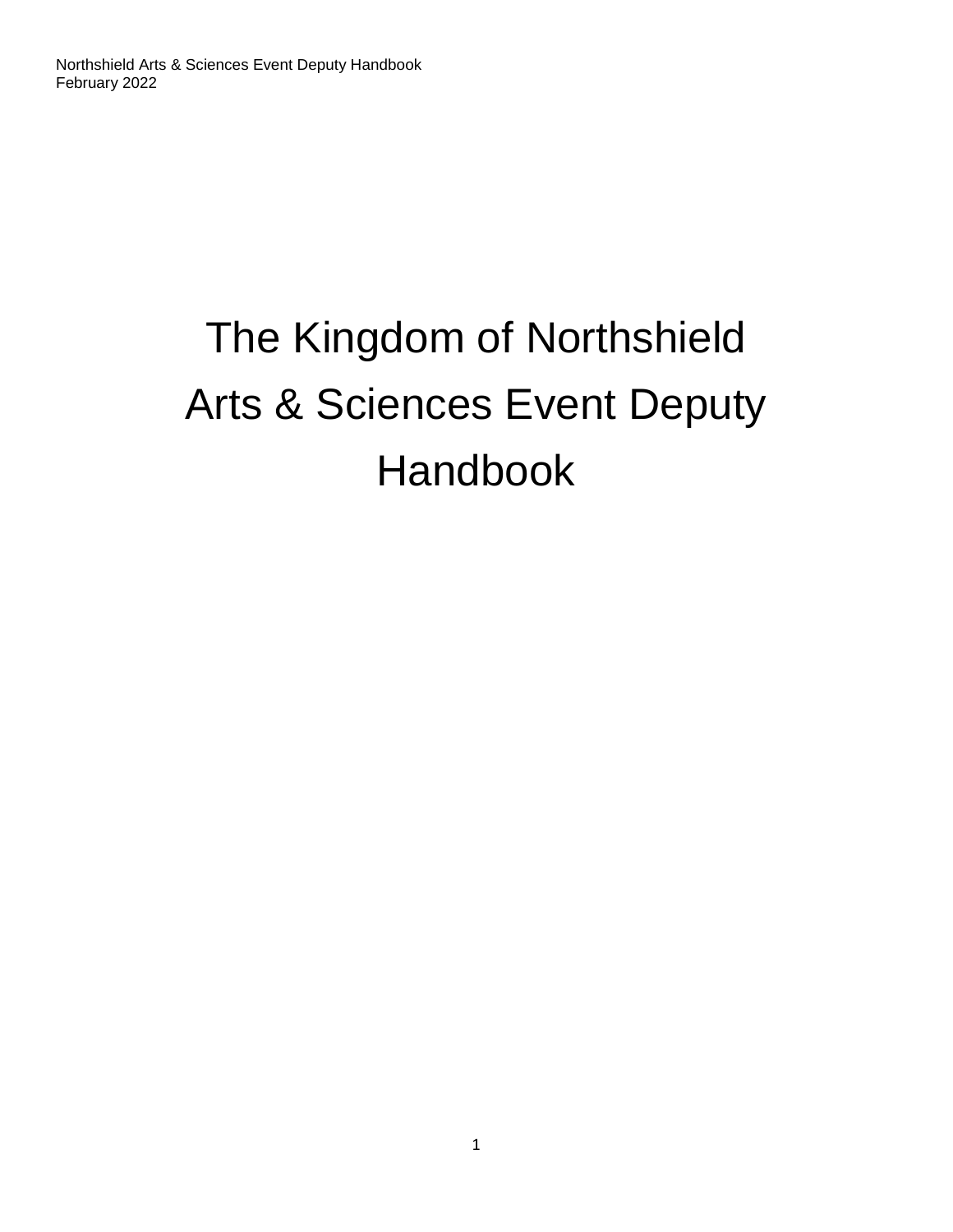# The Kingdom of Northshield Arts & Sciences Event Deputy Handbook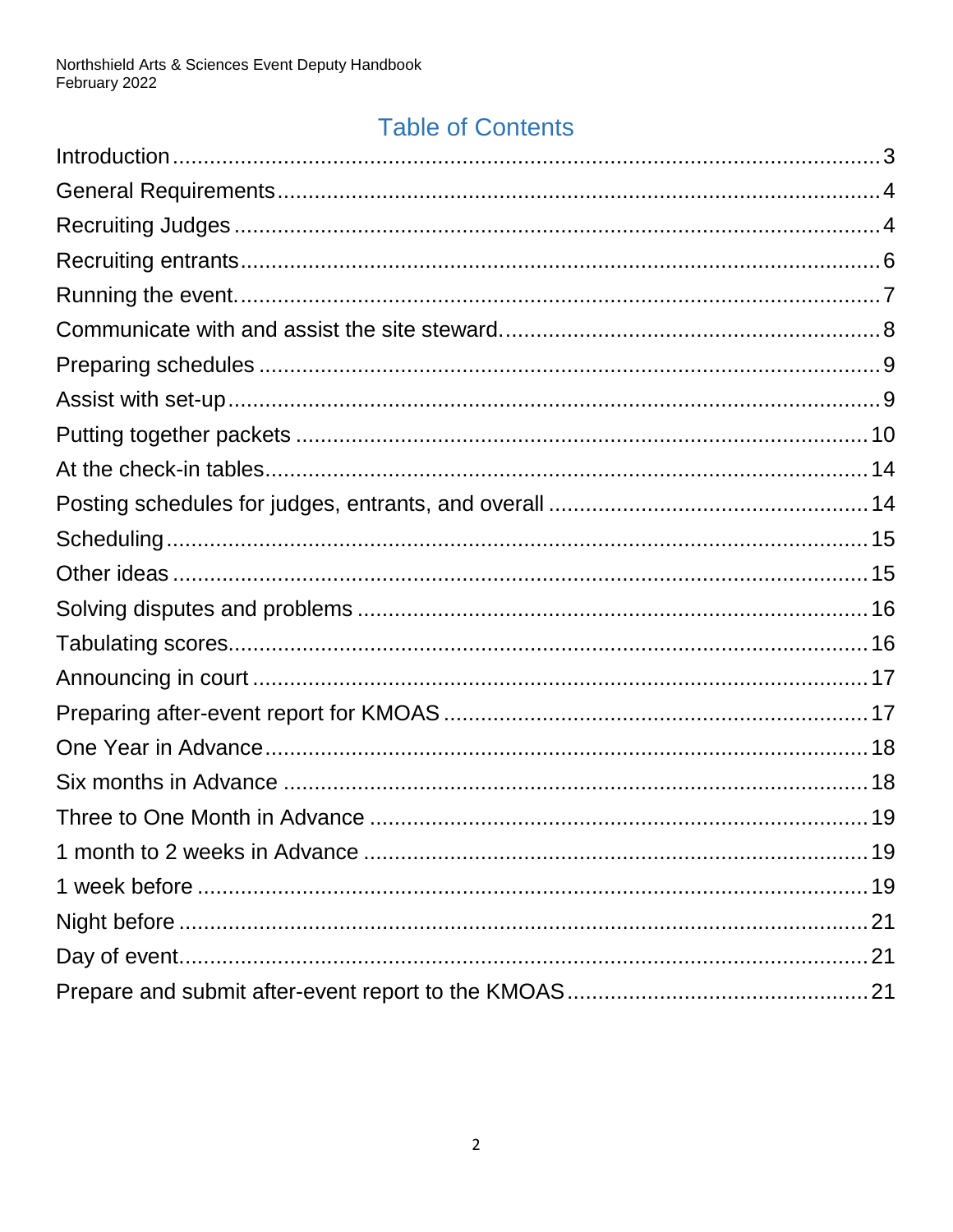## Table of Contents

| | |
|---|---|
| Introduction | 3 |
| General Requirements | 4 |
| Recruiting Judges | 4 |
| Recruiting entrants | 6 |
| Running the event. | 7 |
| Communicate with and assist the site steward. | 8 |
| Preparing schedules | 9 |
| Assist with set-up | 9 |
| Putting together packets | 10 |
| At the check-in tables | 14 |
| Posting schedules for judges, entrants, and overall | 14 |
| Scheduling | 15 |
| Other ideas | 15 |
| Solving disputes and problems | 16 |
| Tabulating scores | 16 |
| Announcing in court | 17 |
| Preparing after-event report for KMOAS | 17 |
| One Year in Advance | 18 |
| Six months in Advance | 18 |
| Three to One Month in Advance | 19 |
| 1 month to 2 weeks in Advance | 19 |
| 1 week before | 19 |
| Night before | 21 |
| Day of event | 21 |
| Prepare and submit after-event report to the KMOAS | 21 |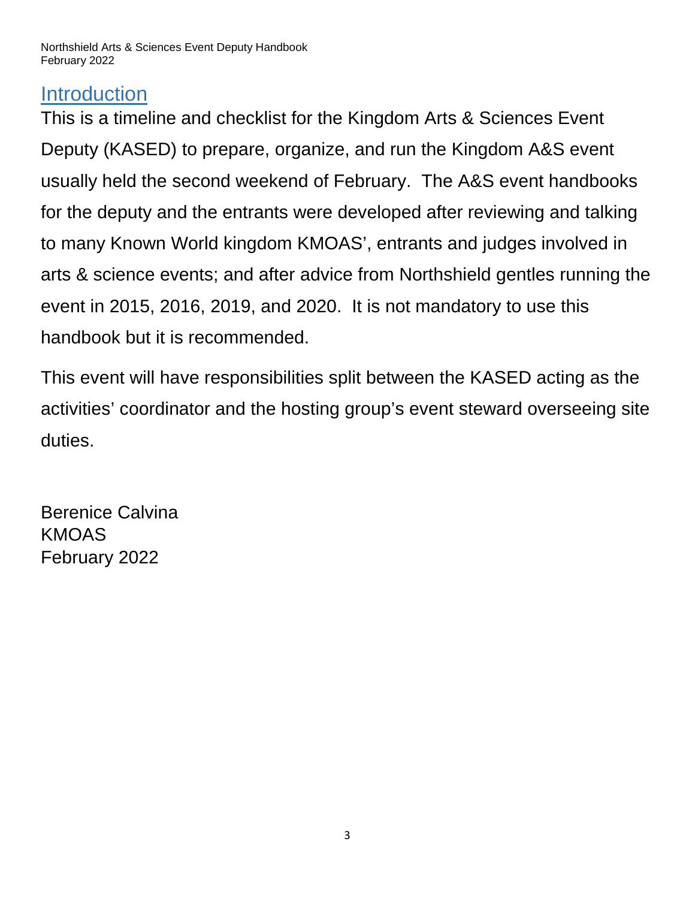## Introduction

This is a timeline and checklist for the Kingdom Arts & Sciences Event Deputy (KASED) to prepare, organize, and run the Kingdom A&S event usually held the second weekend of February. The A&S event handbooks for the deputy and the entrants were developed after reviewing and talking to many Known World kingdom KMOAS', entrants and judges involved in arts & science events; and after advice from Northshield gentles running the event in 2015, 2016, 2019, and 2020. It is not mandatory to use this handbook but it is recommended.

This event will have responsibilities split between the KASED acting as the activities' coordinator and the hosting group's event steward overseeing site duties.

Berenice Calvina
KMOAS
February 2022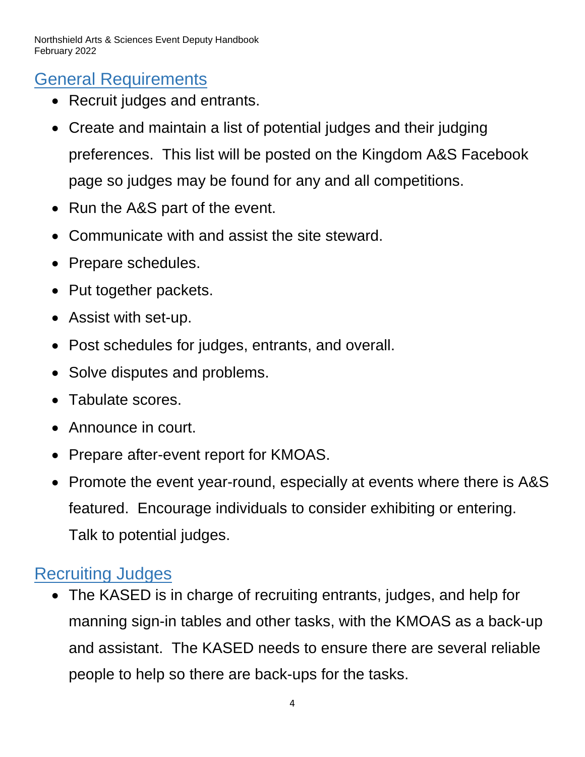## General Requirements

- Recruit judges and entrants.
- Create and maintain a list of potential judges and their judging preferences. This list will be posted on the Kingdom A&S Facebook page so judges may be found for any and all competitions.
- Run the A&S part of the event.
- Communicate with and assist the site steward.
- Prepare schedules.
- Put together packets.
- Assist with set-up.
- Post schedules for judges, entrants, and overall.
- Solve disputes and problems.
- Tabulate scores.
- Announce in court.
- Prepare after-event report for KMOAS.
- Promote the event year-round, especially at events where there is A&S featured. Encourage individuals to consider exhibiting or entering. Talk to potential judges.

## Recruiting Judges

- The KASED is in charge of recruiting entrants, judges, and help for manning sign-in tables and other tasks, with the KMOAS as a back-up and assistant. The KASED needs to ensure there are several reliable people to help so there are back-ups for the tasks.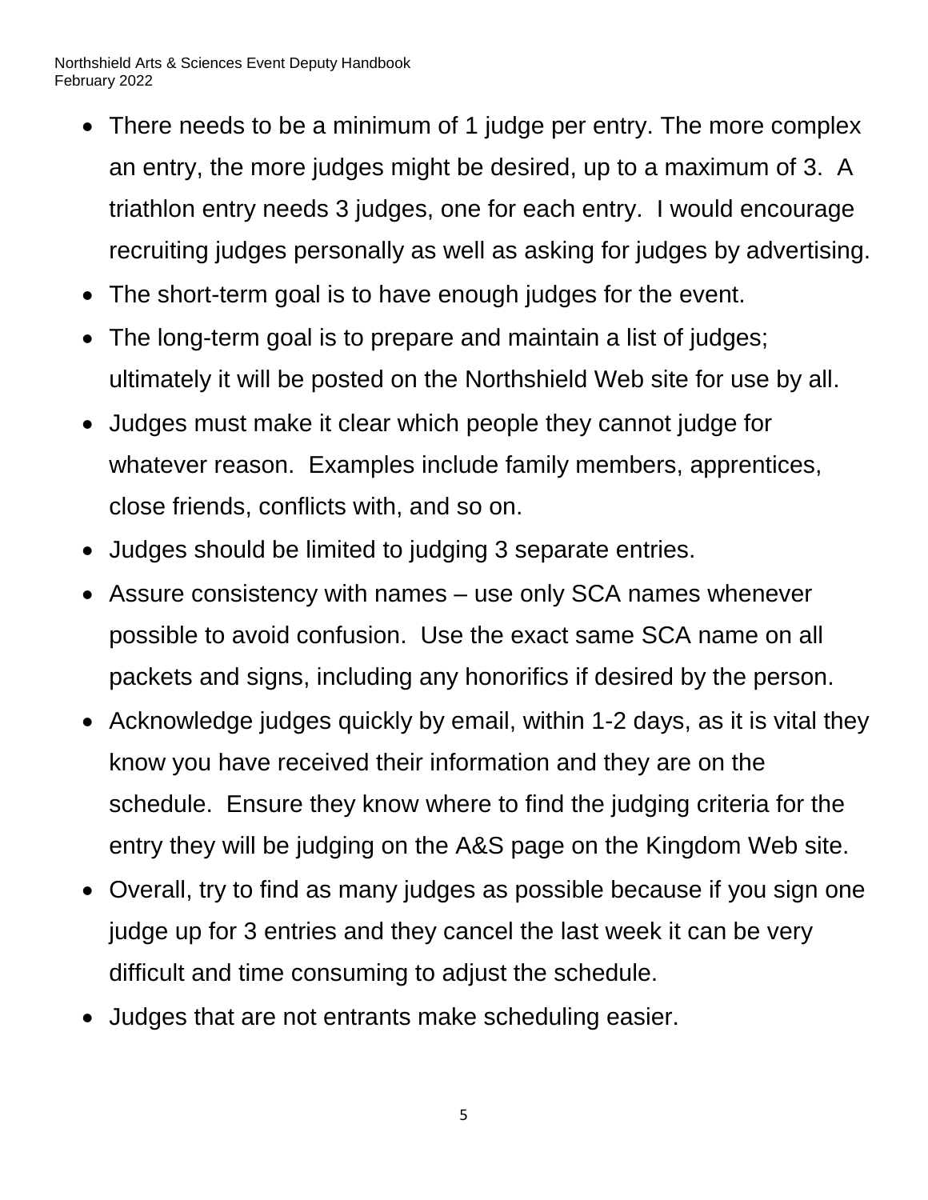- There needs to be a minimum of 1 judge per entry. The more complex an entry, the more judges might be desired, up to a maximum of 3. A triathlon entry needs 3 judges, one for each entry. I would encourage recruiting judges personally as well as asking for judges by advertising.
- The short-term goal is to have enough judges for the event.
- The long-term goal is to prepare and maintain a list of judges; ultimately it will be posted on the Northshield Web site for use by all.
- Judges must make it clear which people they cannot judge for whatever reason. Examples include family members, apprentices, close friends, conflicts with, and so on.
- Judges should be limited to judging 3 separate entries.
- Assure consistency with names – use only SCA names whenever possible to avoid confusion. Use the exact same SCA name on all packets and signs, including any honorifics if desired by the person.
- Acknowledge judges quickly by email, within 1-2 days, as it is vital they know you have received their information and they are on the schedule. Ensure they know where to find the judging criteria for the entry they will be judging on the A&S page on the Kingdom Web site.
- Overall, try to find as many judges as possible because if you sign one judge up for 3 entries and they cancel the last week it can be very difficult and time consuming to adjust the schedule.
- Judges that are not entrants make scheduling easier.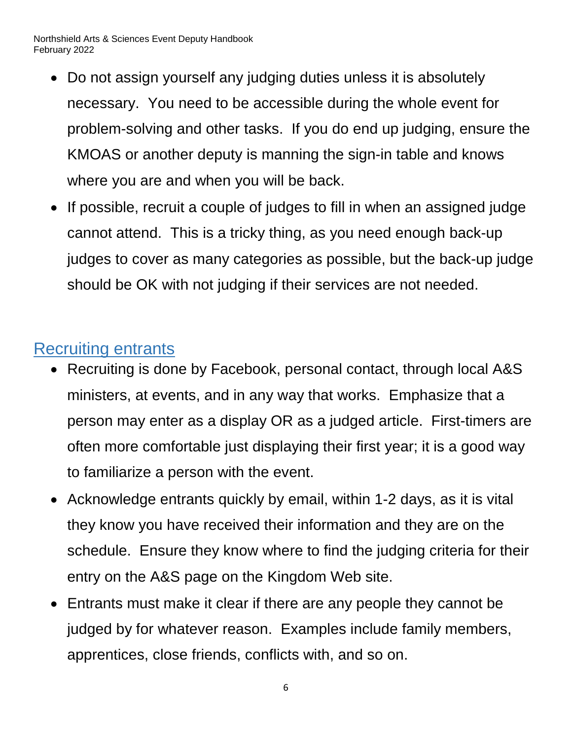- Do not assign yourself any judging duties unless it is absolutely necessary. You need to be accessible during the whole event for problem-solving and other tasks. If you do end up judging, ensure the KMOAS or another deputy is manning the sign-in table and knows where you are and when you will be back.
- If possible, recruit a couple of judges to fill in when an assigned judge cannot attend. This is a tricky thing, as you need enough back-up judges to cover as many categories as possible, but the back-up judge should be OK with not judging if their services are not needed.

## Recruiting entrants

- Recruiting is done by Facebook, personal contact, through local A&S ministers, at events, and in any way that works. Emphasize that a person may enter as a display OR as a judged article. First-timers are often more comfortable just displaying their first year; it is a good way to familiarize a person with the event.
- Acknowledge entrants quickly by email, within 1-2 days, as it is vital they know you have received their information and they are on the schedule. Ensure they know where to find the judging criteria for their entry on the A&S page on the Kingdom Web site.
- Entrants must make it clear if there are any people they cannot be judged by for whatever reason. Examples include family members, apprentices, close friends, conflicts with, and so on.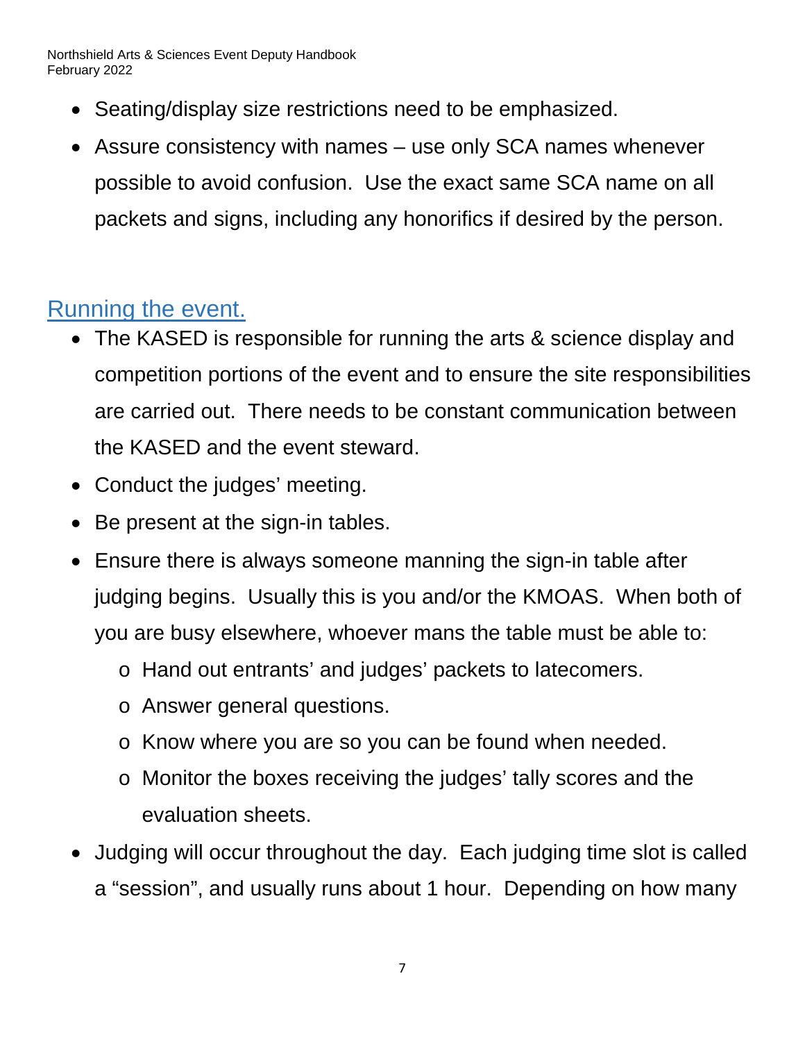- Seating/display size restrictions need to be emphasized.
- Assure consistency with names – use only SCA names whenever possible to avoid confusion. Use the exact same SCA name on all packets and signs, including any honorifics if desired by the person.

## Running the event.

- The KASED is responsible for running the arts & science display and competition portions of the event and to ensure the site responsibilities are carried out. There needs to be constant communication between the KASED and the event steward.
- Conduct the judges' meeting.
- Be present at the sign-in tables.
- Ensure there is always someone manning the sign-in table after judging begins. Usually this is you and/or the KMOAS. When both of you are busy elsewhere, whoever mans the table must be able to:
  - Hand out entrants' and judges' packets to latecomers.
  - Answer general questions.
  - Know where you are so you can be found when needed.
  - Monitor the boxes receiving the judges' tally scores and the evaluation sheets.
- Judging will occur throughout the day. Each judging time slot is called a "session", and usually runs about 1 hour. Depending on how many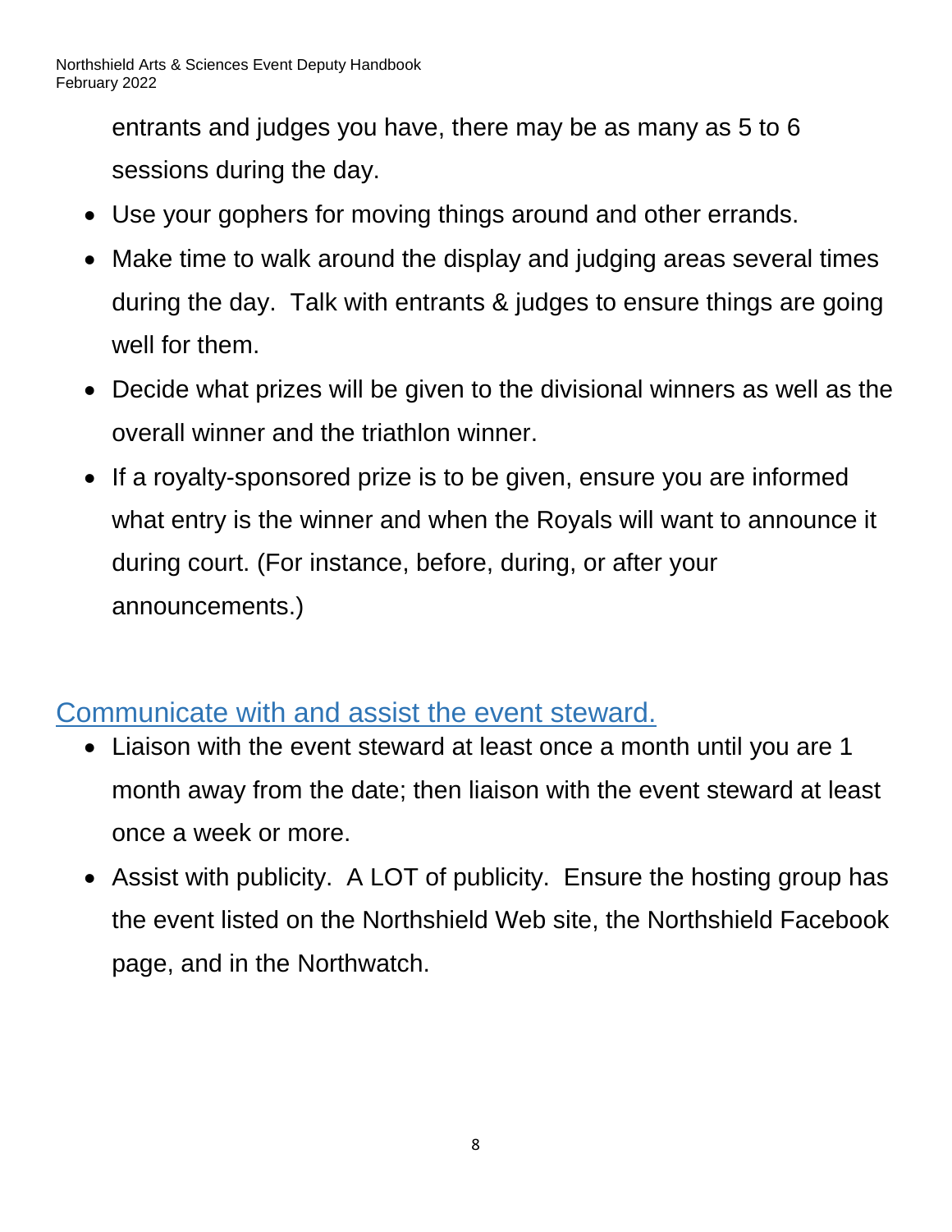entrants and judges you have, there may be as many as 5 to 6 sessions during the day.

- Use your gophers for moving things around and other errands.
- Make time to walk around the display and judging areas several times during the day. Talk with entrants & judges to ensure things are going well for them.
- Decide what prizes will be given to the divisional winners as well as the overall winner and the triathlon winner.
- If a royalty-sponsored prize is to be given, ensure you are informed what entry is the winner and when the Royals will want to announce it during court. (For instance, before, during, or after your announcements.)

## Communicate with and assist the event steward.

- Liaison with the event steward at least once a month until you are 1 month away from the date; then liaison with the event steward at least once a week or more.
- Assist with publicity. A LOT of publicity. Ensure the hosting group has the event listed on the Northshield Web site, the Northshield Facebook page, and in the Northwatch.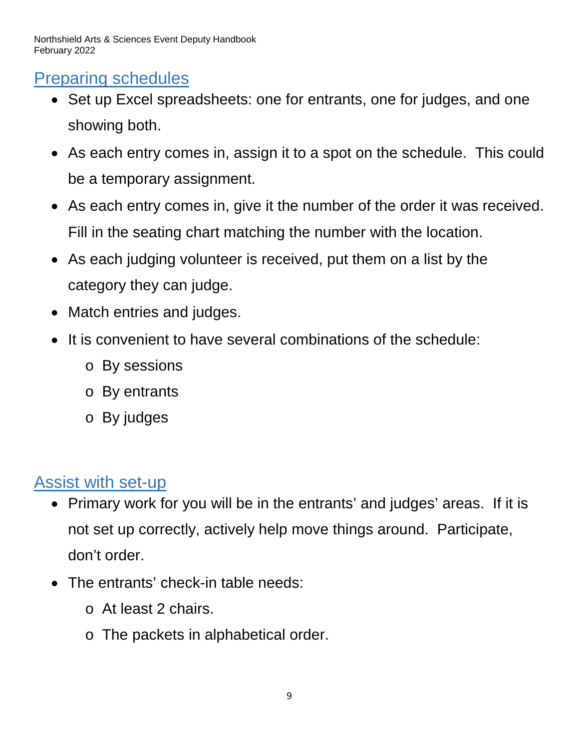## Preparing schedules

- Set up Excel spreadsheets: one for entrants, one for judges, and one showing both.
- As each entry comes in, assign it to a spot on the schedule. This could be a temporary assignment.
- As each entry comes in, give it the number of the order it was received. Fill in the seating chart matching the number with the location.
- As each judging volunteer is received, put them on a list by the category they can judge.
- Match entries and judges.
- It is convenient to have several combinations of the schedule:
  - By sessions
  - By entrants
  - By judges

## Assist with set-up

- Primary work for you will be in the entrants' and judges' areas. If it is not set up correctly, actively help move things around. Participate, don't order.
- The entrants' check-in table needs:
  - At least 2 chairs.
  - The packets in alphabetical order.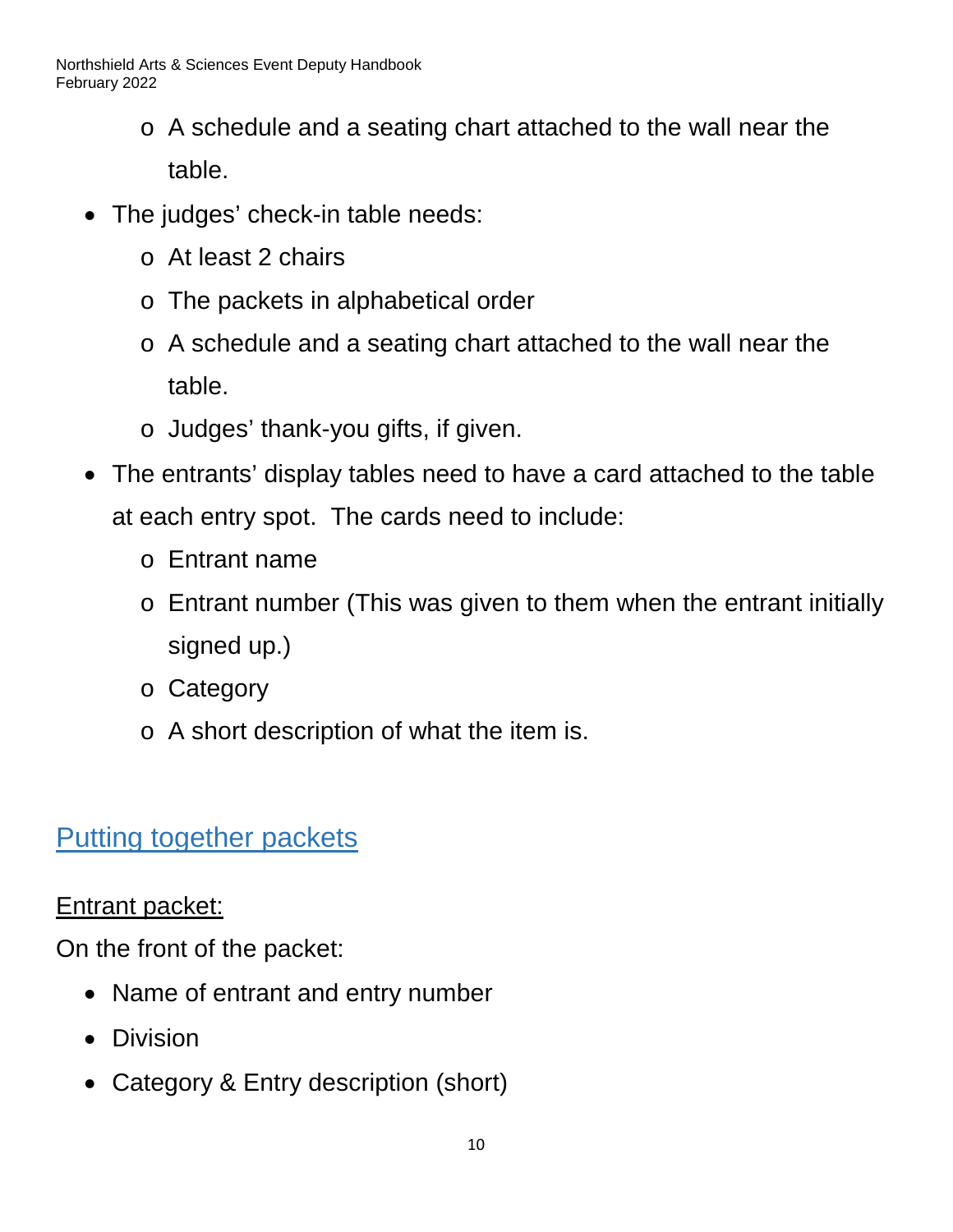- A schedule and a seating chart attached to the wall near the table.
- The judges' check-in table needs:
  - At least 2 chairs
  - The packets in alphabetical order
  - A schedule and a seating chart attached to the wall near the table.
  - Judges' thank-you gifts, if given.
- The entrants' display tables need to have a card attached to the table at each entry spot. The cards need to include:
  - Entrant name
  - Entrant number (This was given to them when the entrant initially signed up.)
  - Category
  - A short description of what the item is.

## Putting together packets

Entrant packet:

On the front of the packet:

- Name of entrant and entry number
- Division
- Category & Entry description (short)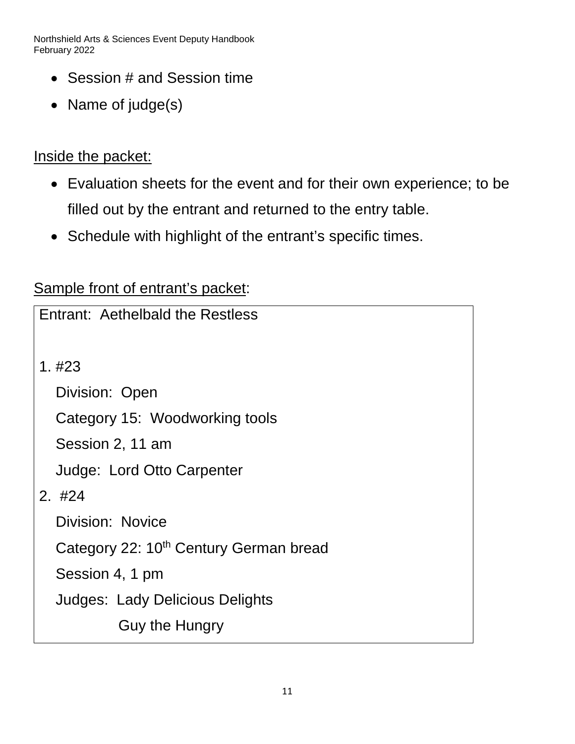- Session # and Session time
- Name of judge(s)

Inside the packet:

- Evaluation sheets for the event and for their own experience; to be filled out by the entrant and returned to the entry table.
- Schedule with highlight of the entrant's specific times.

Sample front of entrant's packet:

```
Entrant:  Aethelbald the Restless

1. #23
   Division:  Open
   Category 15:  Woodworking tools
   Session 2, 11 am
   Judge:  Lord Otto Carpenter
2.  #24
   Division:  Novice
   Category 22: 10th Century German bread
   Session 4, 1 pm
   Judges:  Lady Delicious Delights
            Guy the Hungry
```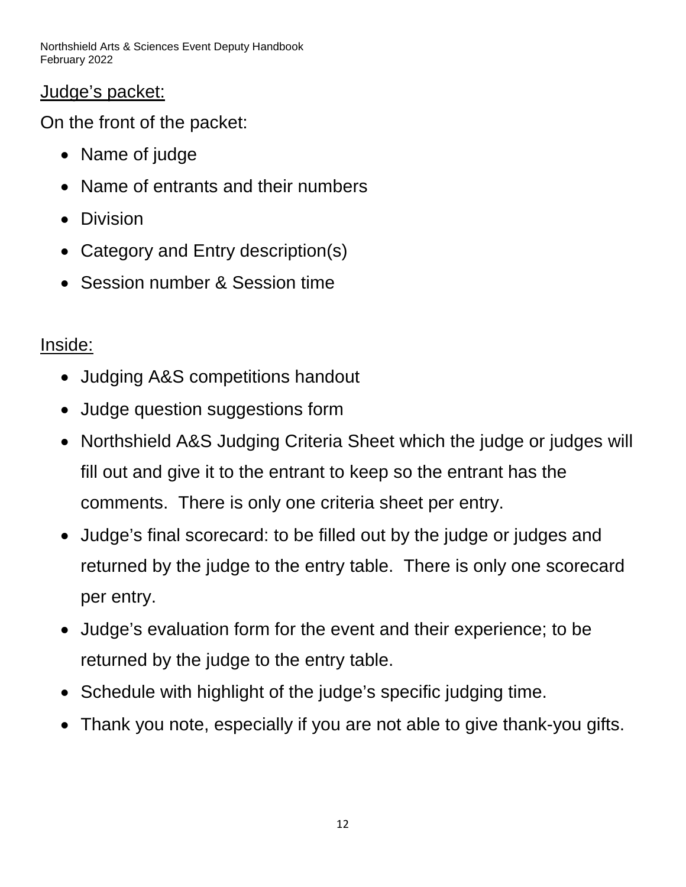## Judge's packet:

On the front of the packet:

- Name of judge
- Name of entrants and their numbers
- Division
- Category and Entry description(s)
- Session number & Session time

## Inside:

- Judging A&S competitions handout
- Judge question suggestions form
- Northshield A&S Judging Criteria Sheet which the judge or judges will fill out and give it to the entrant to keep so the entrant has the comments. There is only one criteria sheet per entry.
- Judge's final scorecard: to be filled out by the judge or judges and returned by the judge to the entry table. There is only one scorecard per entry.
- Judge's evaluation form for the event and their experience; to be returned by the judge to the entry table.
- Schedule with highlight of the judge's specific judging time.
- Thank you note, especially if you are not able to give thank-you gifts.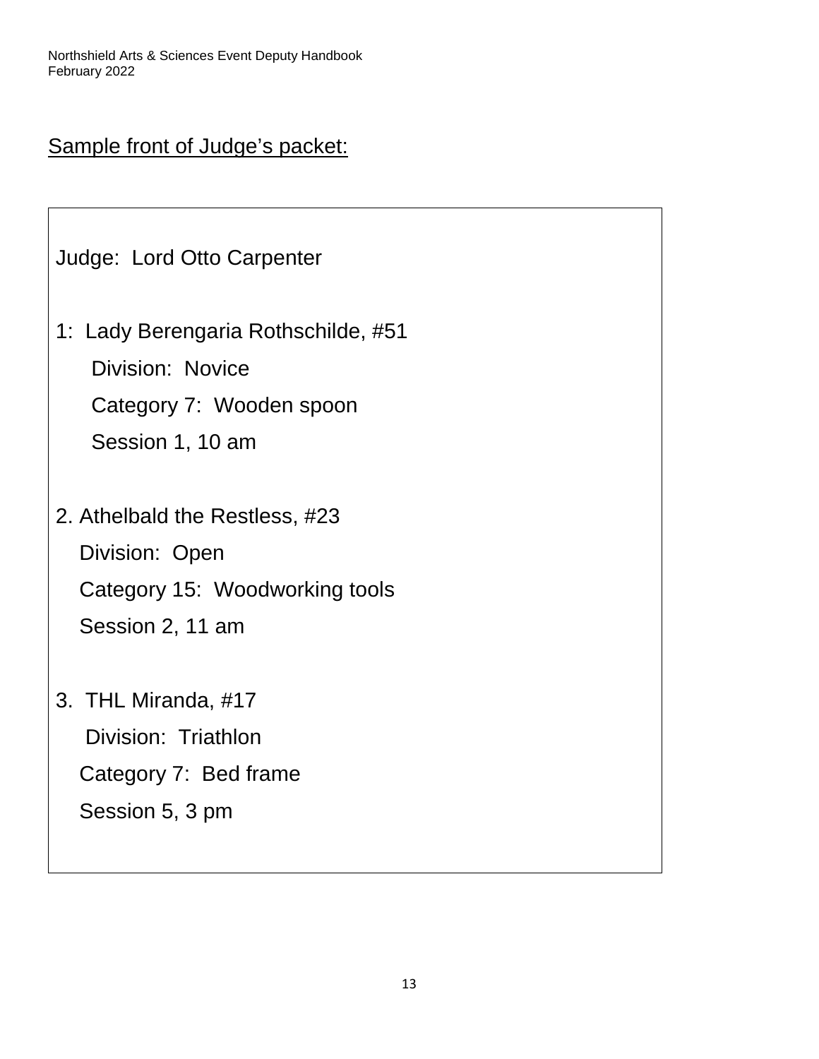Sample front of Judge's packet:

Judge: Lord Otto Carpenter

1: Lady Berengaria Rothschilde, #51
   Division: Novice
   Category 7: Wooden spoon
   Session 1, 10 am

2. Athelbald the Restless, #23
   Division: Open
   Category 15: Woodworking tools
   Session 2, 11 am

3. THL Miranda, #17
   Division: Triathlon
   Category 7: Bed frame
   Session 5, 3 pm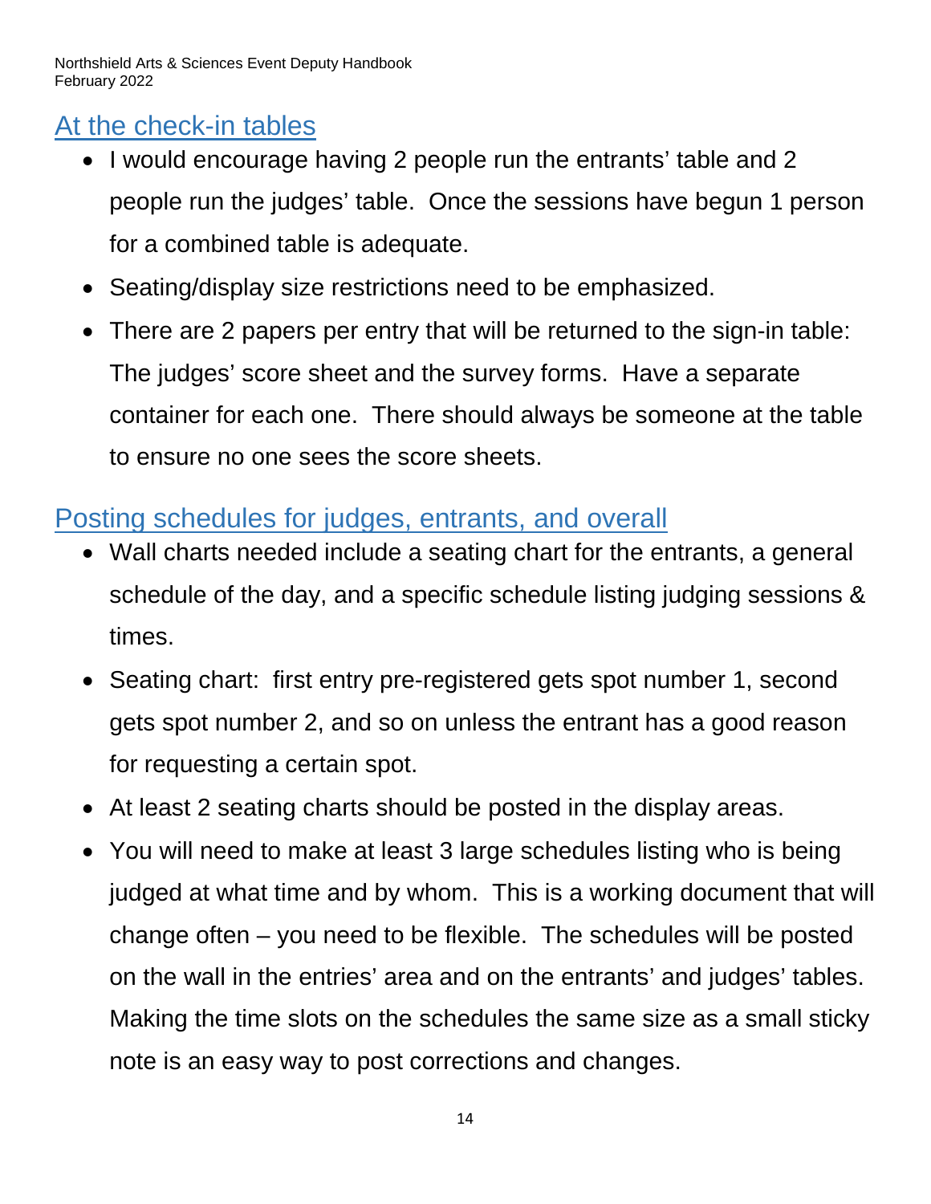## At the check-in tables

- I would encourage having 2 people run the entrants' table and 2 people run the judges' table. Once the sessions have begun 1 person for a combined table is adequate.
- Seating/display size restrictions need to be emphasized.
- There are 2 papers per entry that will be returned to the sign-in table: The judges' score sheet and the survey forms. Have a separate container for each one. There should always be someone at the table to ensure no one sees the score sheets.

## Posting schedules for judges, entrants, and overall

- Wall charts needed include a seating chart for the entrants, a general schedule of the day, and a specific schedule listing judging sessions & times.
- Seating chart: first entry pre-registered gets spot number 1, second gets spot number 2, and so on unless the entrant has a good reason for requesting a certain spot.
- At least 2 seating charts should be posted in the display areas.
- You will need to make at least 3 large schedules listing who is being judged at what time and by whom. This is a working document that will change often – you need to be flexible. The schedules will be posted on the wall in the entries' area and on the entrants' and judges' tables. Making the time slots on the schedules the same size as a small sticky note is an easy way to post corrections and changes.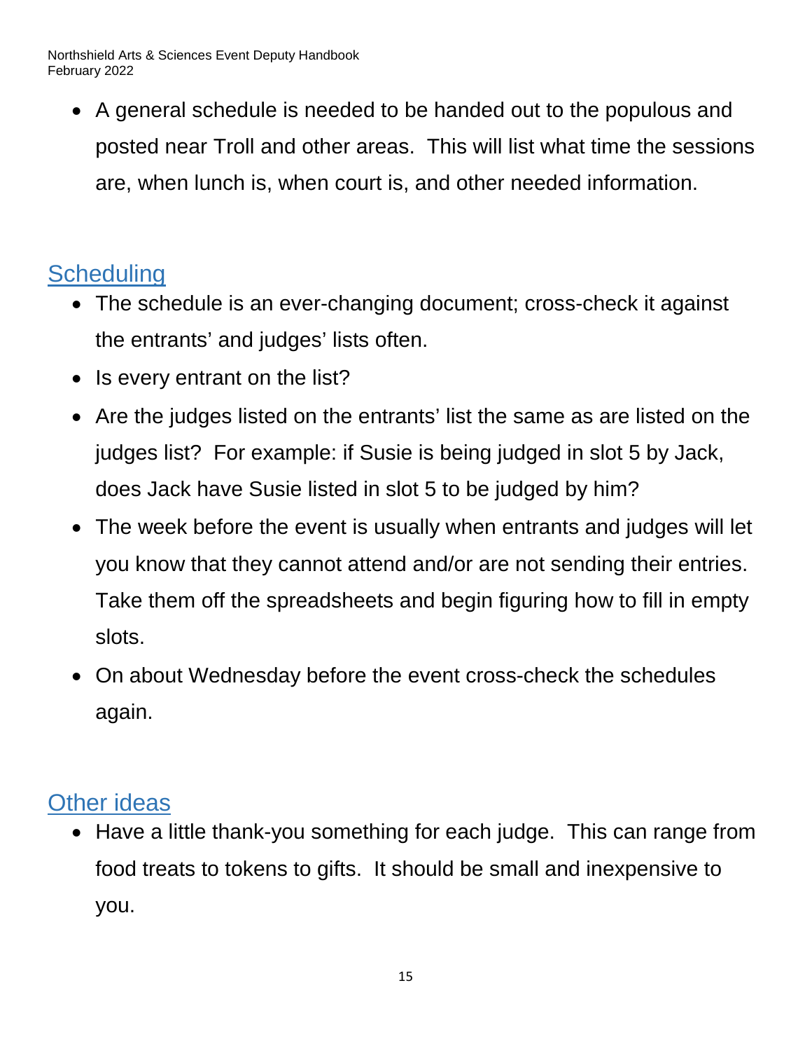- A general schedule is needed to be handed out to the populous and posted near Troll and other areas. This will list what time the sessions are, when lunch is, when court is, and other needed information.

## Scheduling

- The schedule is an ever-changing document; cross-check it against the entrants' and judges' lists often.
- Is every entrant on the list?
- Are the judges listed on the entrants' list the same as are listed on the judges list? For example: if Susie is being judged in slot 5 by Jack, does Jack have Susie listed in slot 5 to be judged by him?
- The week before the event is usually when entrants and judges will let you know that they cannot attend and/or are not sending their entries. Take them off the spreadsheets and begin figuring how to fill in empty slots.
- On about Wednesday before the event cross-check the schedules again.

## Other ideas

- Have a little thank-you something for each judge. This can range from food treats to tokens to gifts. It should be small and inexpensive to you.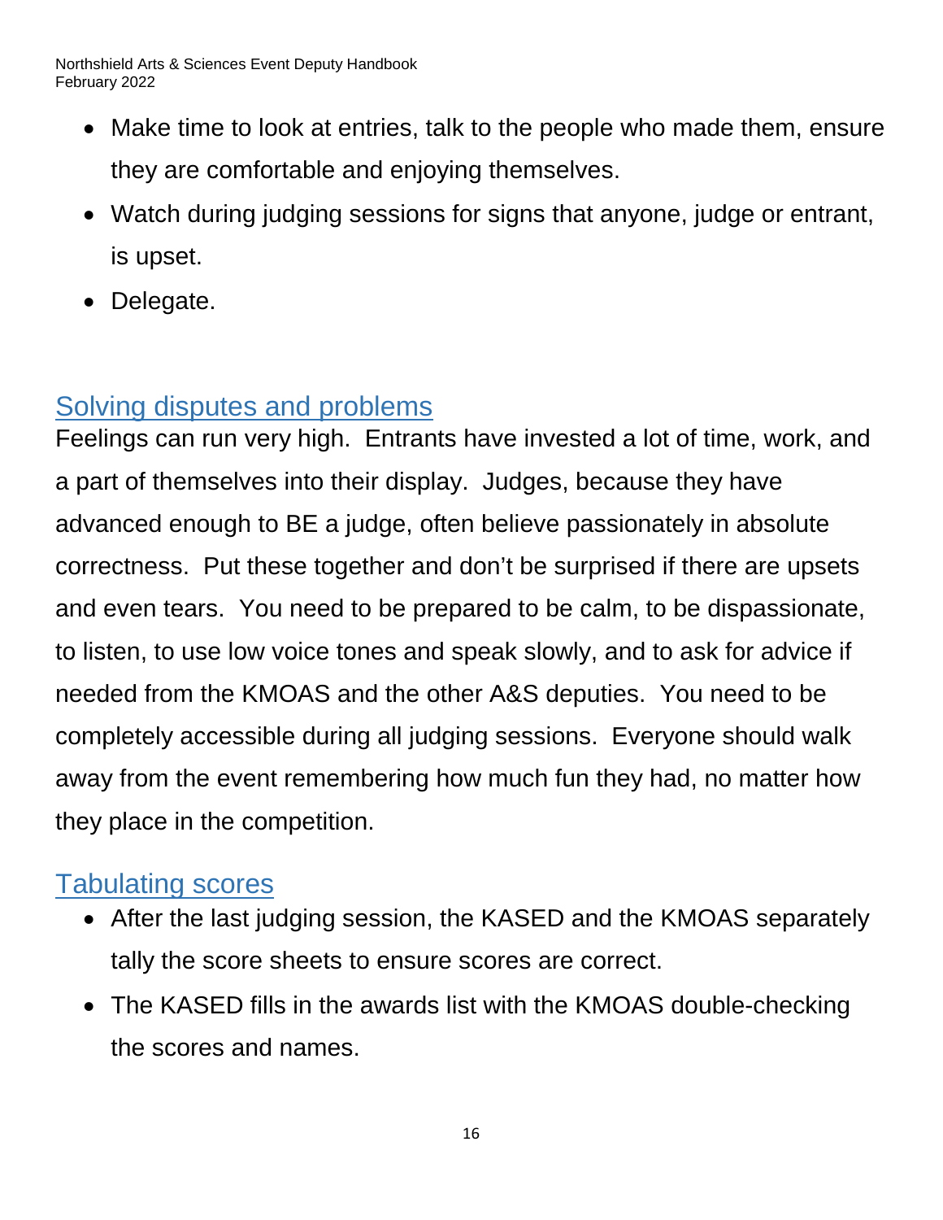- Make time to look at entries, talk to the people who made them, ensure they are comfortable and enjoying themselves.
- Watch during judging sessions for signs that anyone, judge or entrant, is upset.
- Delegate.

## Solving disputes and problems

Feelings can run very high. Entrants have invested a lot of time, work, and a part of themselves into their display. Judges, because they have advanced enough to BE a judge, often believe passionately in absolute correctness. Put these together and don't be surprised if there are upsets and even tears. You need to be prepared to be calm, to be dispassionate, to listen, to use low voice tones and speak slowly, and to ask for advice if needed from the KMOAS and the other A&S deputies. You need to be completely accessible during all judging sessions. Everyone should walk away from the event remembering how much fun they had, no matter how they place in the competition.

## Tabulating scores

- After the last judging session, the KASED and the KMOAS separately tally the score sheets to ensure scores are correct.
- The KASED fills in the awards list with the KMOAS double-checking the scores and names.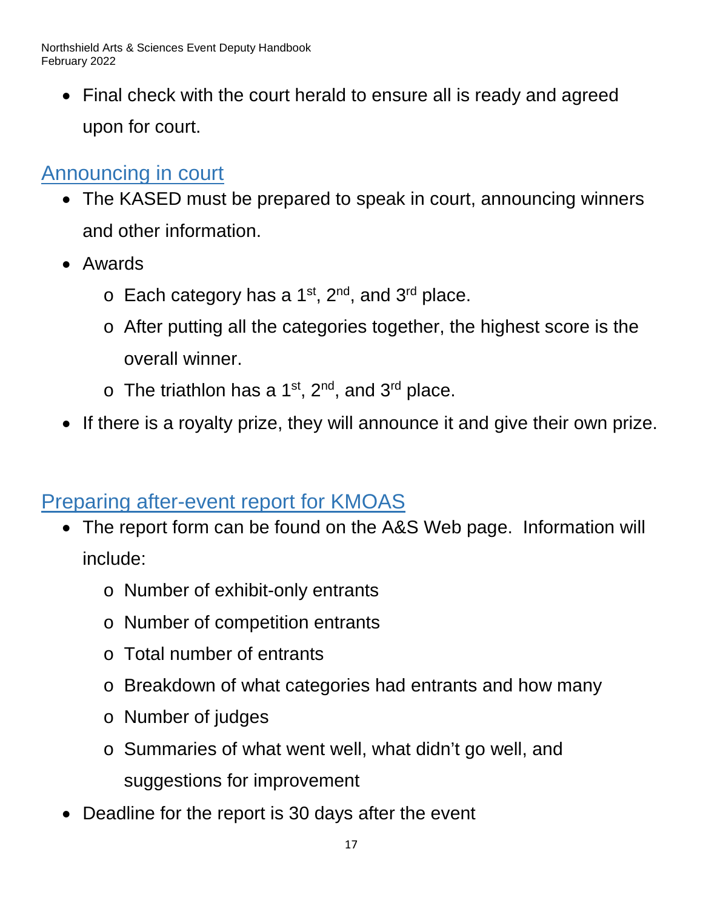- Final check with the court herald to ensure all is ready and agreed upon for court.

## Announcing in court

- The KASED must be prepared to speak in court, announcing winners and other information.
- Awards
    - Each category has a 1st, 2nd, and 3rd place.
    - After putting all the categories together, the highest score is the overall winner.
    - The triathlon has a 1st, 2nd, and 3rd place.
- If there is a royalty prize, they will announce it and give their own prize.

## Preparing after-event report for KMOAS

- The report form can be found on the A&S Web page. Information will include:
    - Number of exhibit-only entrants
    - Number of competition entrants
    - Total number of entrants
    - Breakdown of what categories had entrants and how many
    - Number of judges
    - Summaries of what went well, what didn't go well, and suggestions for improvement
- Deadline for the report is 30 days after the event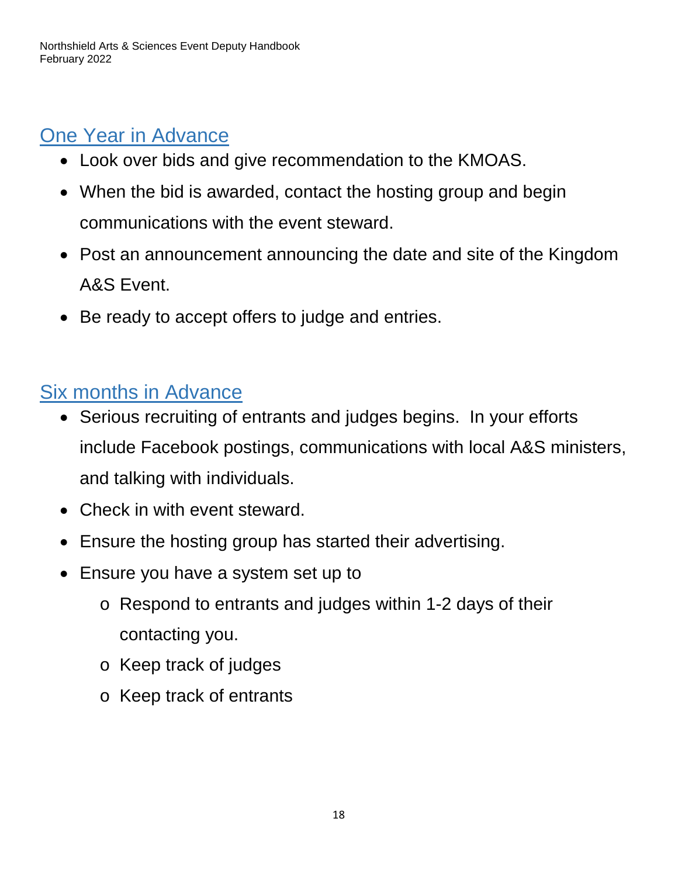## One Year in Advance

- Look over bids and give recommendation to the KMOAS.
- When the bid is awarded, contact the hosting group and begin communications with the event steward.
- Post an announcement announcing the date and site of the Kingdom A&S Event.
- Be ready to accept offers to judge and entries.

## Six months in Advance

- Serious recruiting of entrants and judges begins. In your efforts include Facebook postings, communications with local A&S ministers, and talking with individuals.
- Check in with event steward.
- Ensure the hosting group has started their advertising.
- Ensure you have a system set up to
  - Respond to entrants and judges within 1-2 days of their contacting you.
  - Keep track of judges
  - Keep track of entrants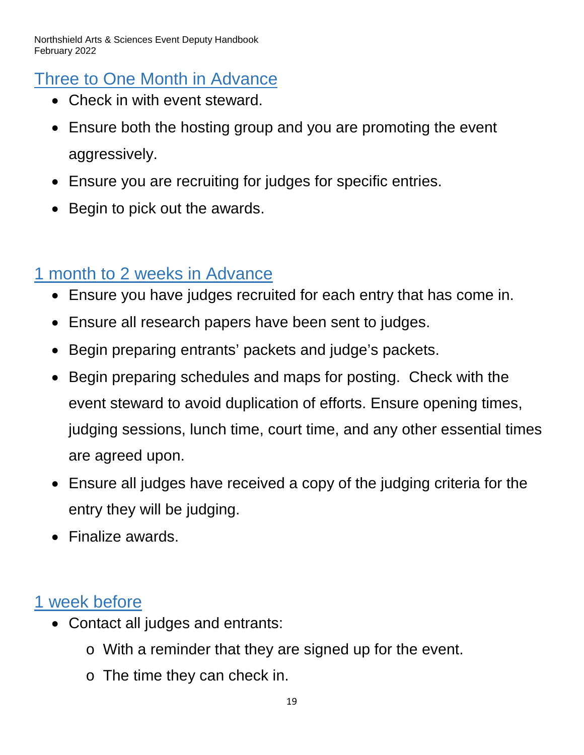## Three to One Month in Advance

- Check in with event steward.
- Ensure both the hosting group and you are promoting the event aggressively.
- Ensure you are recruiting for judges for specific entries.
- Begin to pick out the awards.

## 1 month to 2 weeks in Advance

- Ensure you have judges recruited for each entry that has come in.
- Ensure all research papers have been sent to judges.
- Begin preparing entrants' packets and judge's packets.
- Begin preparing schedules and maps for posting. Check with the event steward to avoid duplication of efforts. Ensure opening times, judging sessions, lunch time, court time, and any other essential times are agreed upon.
- Ensure all judges have received a copy of the judging criteria for the entry they will be judging.
- Finalize awards.

## 1 week before

- Contact all judges and entrants:
  - With a reminder that they are signed up for the event.
  - The time they can check in.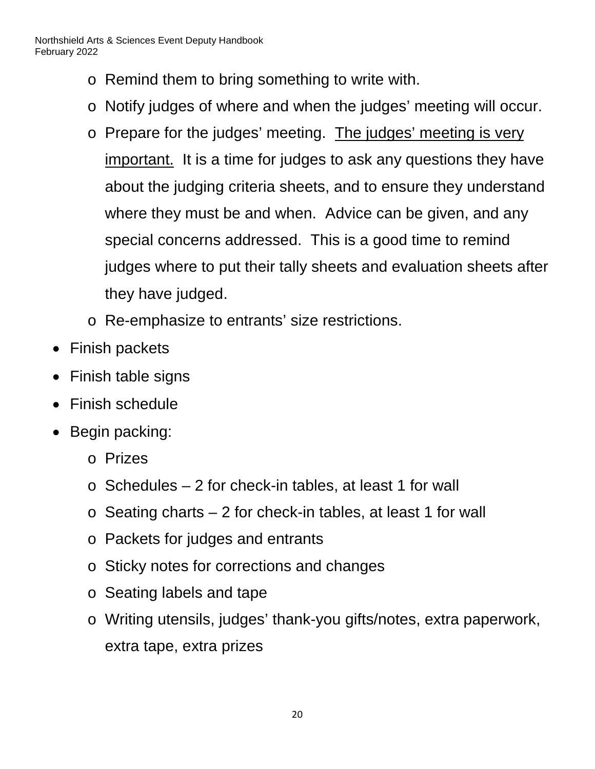- Remind them to bring something to write with.
  - Notify judges of where and when the judges' meeting will occur.
  - Prepare for the judges' meeting. <u>The judges' meeting is very important.</u> It is a time for judges to ask any questions they have about the judging criteria sheets, and to ensure they understand where they must be and when. Advice can be given, and any special concerns addressed. This is a good time to remind judges where to put their tally sheets and evaluation sheets after they have judged.
  - Re-emphasize to entrants' size restrictions.
- Finish packets
- Finish table signs
- Finish schedule
- Begin packing:
  - Prizes
  - Schedules – 2 for check-in tables, at least 1 for wall
  - Seating charts – 2 for check-in tables, at least 1 for wall
  - Packets for judges and entrants
  - Sticky notes for corrections and changes
  - Seating labels and tape
  - Writing utensils, judges' thank-you gifts/notes, extra paperwork, extra tape, extra prizes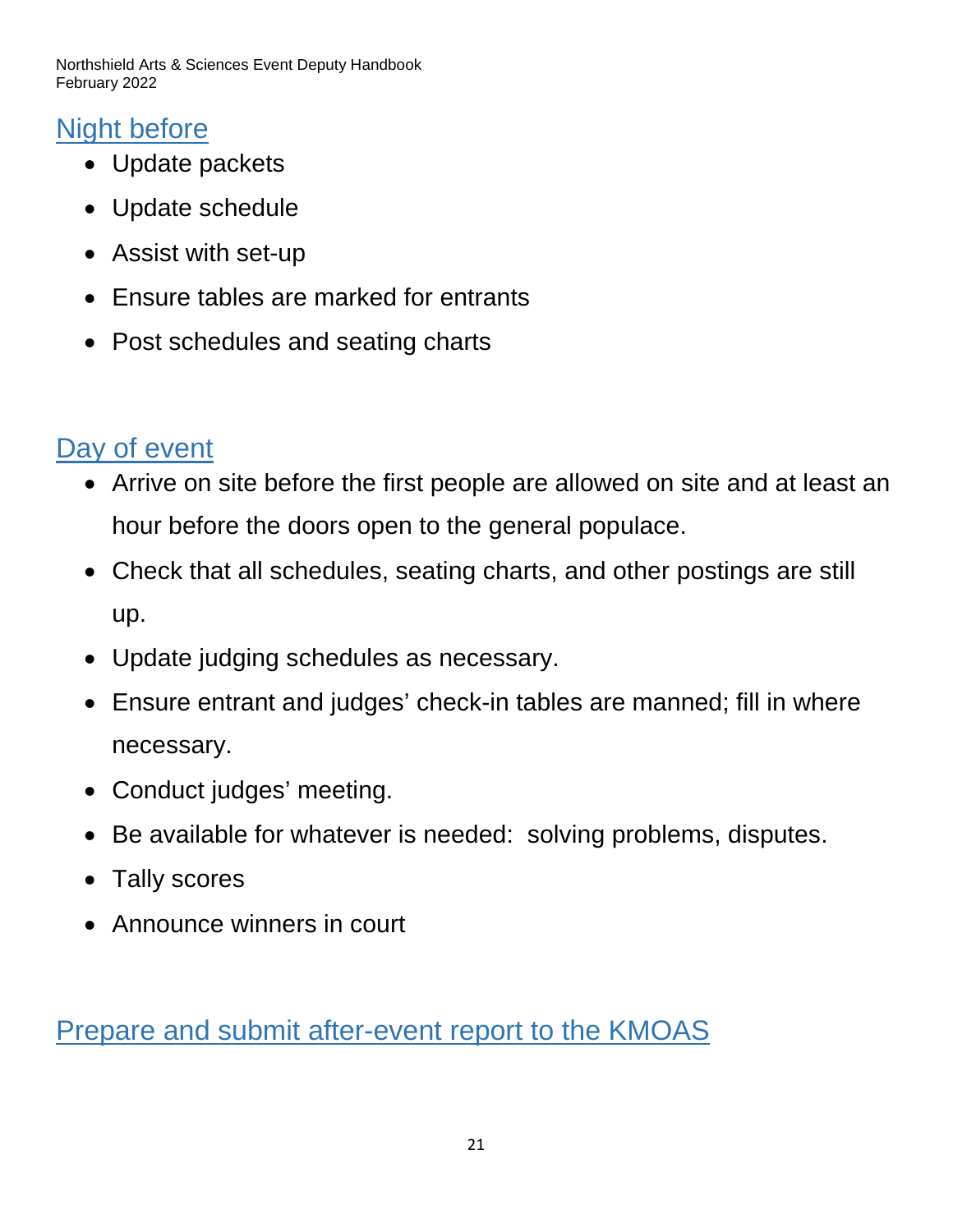## Night before

- Update packets
- Update schedule
- Assist with set-up
- Ensure tables are marked for entrants
- Post schedules and seating charts

## Day of event

- Arrive on site before the first people are allowed on site and at least an hour before the doors open to the general populace.
- Check that all schedules, seating charts, and other postings are still up.
- Update judging schedules as necessary.
- Ensure entrant and judges' check-in tables are manned; fill in where necessary.
- Conduct judges' meeting.
- Be available for whatever is needed: solving problems, disputes.
- Tally scores
- Announce winners in court

## Prepare and submit after-event report to the KMOAS